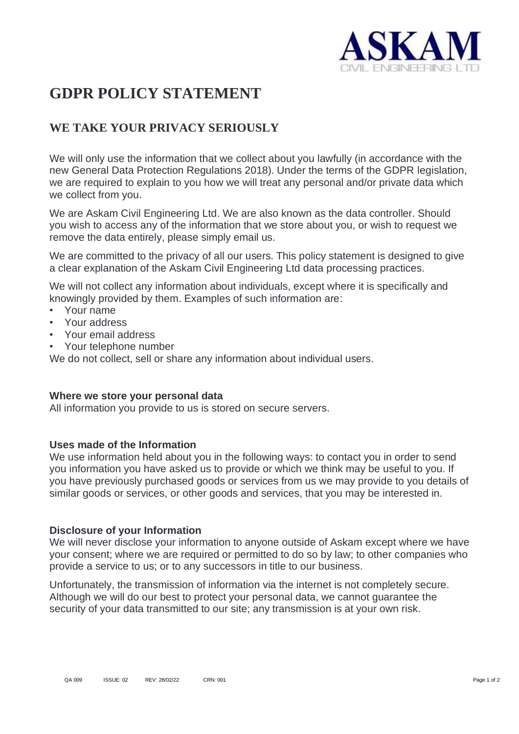ASKAM
CIVIL ENGINEERING LTD

# GDPR POLICY STATEMENT

## WE TAKE YOUR PRIVACY SERIOUSLY

We will only use the information that we collect about you lawfully (in accordance with the new General Data Protection Regulations 2018). Under the terms of the GDPR legislation, we are required to explain to you how we will treat any personal and/or private data which we collect from you.

We are Askam Civil Engineering Ltd. We are also known as the data controller. Should you wish to access any of the information that we store about you, or wish to request we remove the data entirely, please simply email us.

We are committed to the privacy of all our users. This policy statement is designed to give a clear explanation of the Askam Civil Engineering Ltd data processing practices.

We will not collect any information about individuals, except where it is specifically and knowingly provided by them. Examples of such information are:

- Your name
- Your address
- Your email address
- Your telephone number

We do not collect, sell or share any information about individual users.

**Where we store your personal data**
All information you provide to us is stored on secure servers.

**Uses made of the Information**
We use information held about you in the following ways: to contact you in order to send you information you have asked us to provide or which we think may be useful to you. If you have previously purchased goods or services from us we may provide to you details of similar goods or services, or other goods and services, that you may be interested in.

**Disclosure of your Information**
We will never disclose your information to anyone outside of Askam except where we have your consent; where we are required or permitted to do so by law; to other companies who provide a service to us; or to any successors in title to our business.

Unfortunately, the transmission of information via the internet is not completely secure. Although we will do our best to protect your personal data, we cannot guarantee the security of your data transmitted to our site; any transmission is at your own risk.

QA 009 ISSUE: 02 REV: 28/02/22 CRN: 001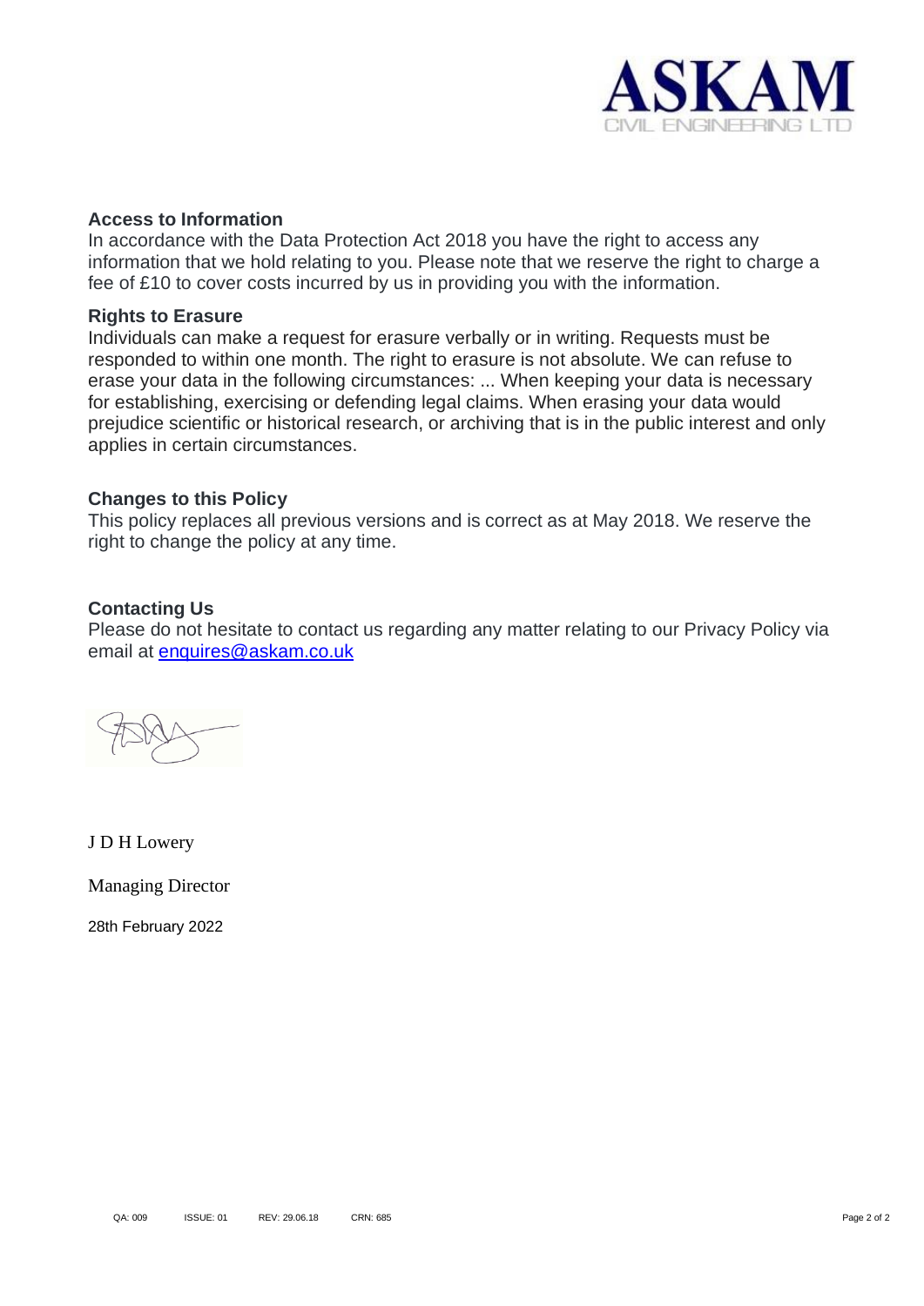### Access to Information

In accordance with the Data Protection Act 2018 you have the right to access any information that we hold relating to you. Please note that we reserve the right to charge a fee of £10 to cover costs incurred by us in providing you with the information.

### Rights to Erasure

Individuals can make a request for erasure verbally or in writing. Requests must be responded to within one month. The right to erasure is not absolute. We can refuse to erase your data in the following circumstances: ... When keeping your data is necessary for establishing, exercising or defending legal claims. When erasing your data would prejudice scientific or historical research, or archiving that is in the public interest and only applies in certain circumstances.

### Changes to this Policy

This policy replaces all previous versions and is correct as at May 2018. We reserve the right to change the policy at any time.

### Contacting Us

Please do not hesitate to contact us regarding any matter relating to our Privacy Policy via email at enquires@askam.co.uk

J D H Lowery

Managing Director

28th February 2022

QA: 009 ISSUE: 01 REV: 29.06.18 CRN: 685